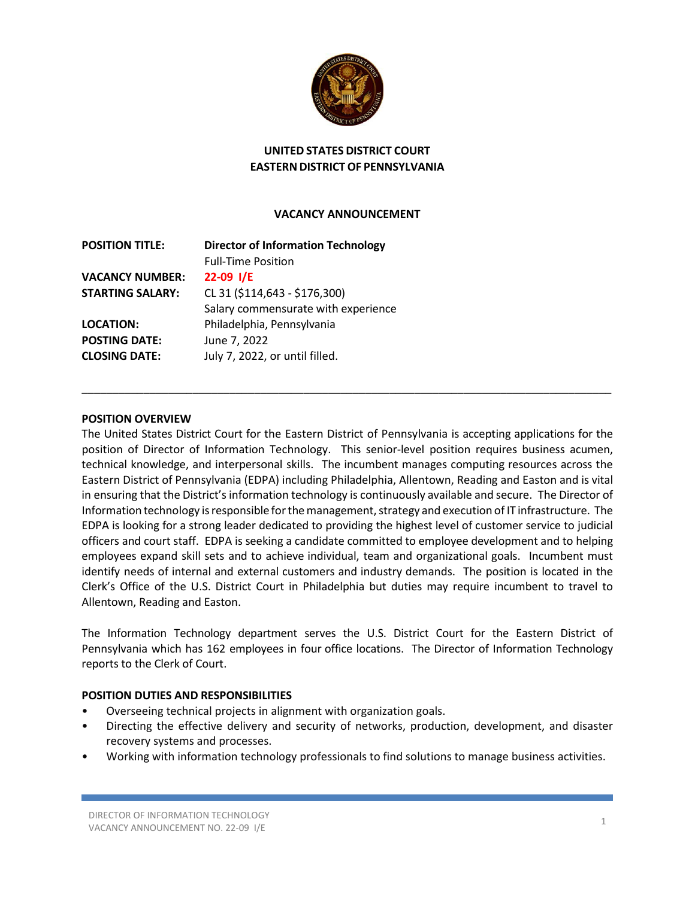**UNITED STATES DISTRICT COURT**
**EASTERN DISTRICT OF PENNSYLVANIA**

## VACANCY ANNOUNCEMENT

| | |
|---|---|
| **POSITION TITLE:** | **Director of Information Technology** <br> Full-Time Position |
| **VACANCY NUMBER:** | **22-09 I/E** |
| **STARTING SALARY:** | CL 31 ($114,643 - $176,300) <br> Salary commensurate with experience |
| **LOCATION:** | Philadelphia, Pennsylvania |
| **POSTING DATE:** | June 7, 2022 |
| **CLOSING DATE:** | July 7, 2022, or until filled. |

---

### POSITION OVERVIEW

The United States District Court for the Eastern District of Pennsylvania is accepting applications for the position of Director of Information Technology. This senior-level position requires business acumen, technical knowledge, and interpersonal skills. The incumbent manages computing resources across the Eastern District of Pennsylvania (EDPA) including Philadelphia, Allentown, Reading and Easton and is vital in ensuring that the District's information technology is continuously available and secure. The Director of Information technology is responsible for the management, strategy and execution of IT infrastructure. The EDPA is looking for a strong leader dedicated to providing the highest level of customer service to judicial officers and court staff. EDPA is seeking a candidate committed to employee development and to helping employees expand skill sets and to achieve individual, team and organizational goals. Incumbent must identify needs of internal and external customers and industry demands. The position is located in the Clerk's Office of the U.S. District Court in Philadelphia but duties may require incumbent to travel to Allentown, Reading and Easton.

The Information Technology department serves the U.S. District Court for the Eastern District of Pennsylvania which has 162 employees in four office locations. The Director of Information Technology reports to the Clerk of Court.

### POSITION DUTIES AND RESPONSIBILITIES

- Overseeing technical projects in alignment with organization goals.
- Directing the effective delivery and security of networks, production, development, and disaster recovery systems and processes.
- Working with information technology professionals to find solutions to manage business activities.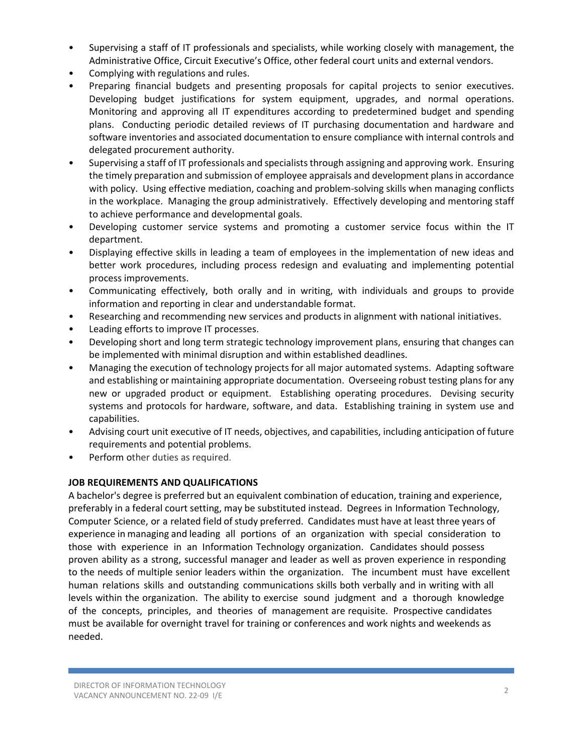- Supervising a staff of IT professionals and specialists, while working closely with management, the Administrative Office, Circuit Executive's Office, other federal court units and external vendors.
- Complying with regulations and rules.
- Preparing financial budgets and presenting proposals for capital projects to senior executives. Developing budget justifications for system equipment, upgrades, and normal operations. Monitoring and approving all IT expenditures according to predetermined budget and spending plans. Conducting periodic detailed reviews of IT purchasing documentation and hardware and software inventories and associated documentation to ensure compliance with internal controls and delegated procurement authority.
- Supervising a staff of IT professionals and specialists through assigning and approving work. Ensuring the timely preparation and submission of employee appraisals and development plans in accordance with policy. Using effective mediation, coaching and problem-solving skills when managing conflicts in the workplace. Managing the group administratively. Effectively developing and mentoring staff to achieve performance and developmental goals.
- Developing customer service systems and promoting a customer service focus within the IT department.
- Displaying effective skills in leading a team of employees in the implementation of new ideas and better work procedures, including process redesign and evaluating and implementing potential process improvements.
- Communicating effectively, both orally and in writing, with individuals and groups to provide information and reporting in clear and understandable format.
- Researching and recommending new services and products in alignment with national initiatives.
- Leading efforts to improve IT processes.
- Developing short and long term strategic technology improvement plans, ensuring that changes can be implemented with minimal disruption and within established deadlines.
- Managing the execution of technology projects for all major automated systems. Adapting software and establishing or maintaining appropriate documentation. Overseeing robust testing plans for any new or upgraded product or equipment. Establishing operating procedures. Devising security systems and protocols for hardware, software, and data. Establishing training in system use and capabilities.
- Advising court unit executive of IT needs, objectives, and capabilities, including anticipation of future requirements and potential problems.
- Perform other duties as required.

**JOB REQUIREMENTS AND QUALIFICATIONS**

A bachelor's degree is preferred but an equivalent combination of education, training and experience, preferably in a federal court setting, may be substituted instead. Degrees in Information Technology, Computer Science, or a related field of study preferred. Candidates must have at least three years of experience in managing and leading all portions of an organization with special consideration to those with experience in an Information Technology organization. Candidates should possess proven ability as a strong, successful manager and leader as well as proven experience in responding to the needs of multiple senior leaders within the organization. The incumbent must have excellent human relations skills and outstanding communications skills both verbally and in writing with all levels within the organization. The ability to exercise sound judgment and a thorough knowledge of the concepts, principles, and theories of management are requisite. Prospective candidates must be available for overnight travel for training or conferences and work nights and weekends as needed.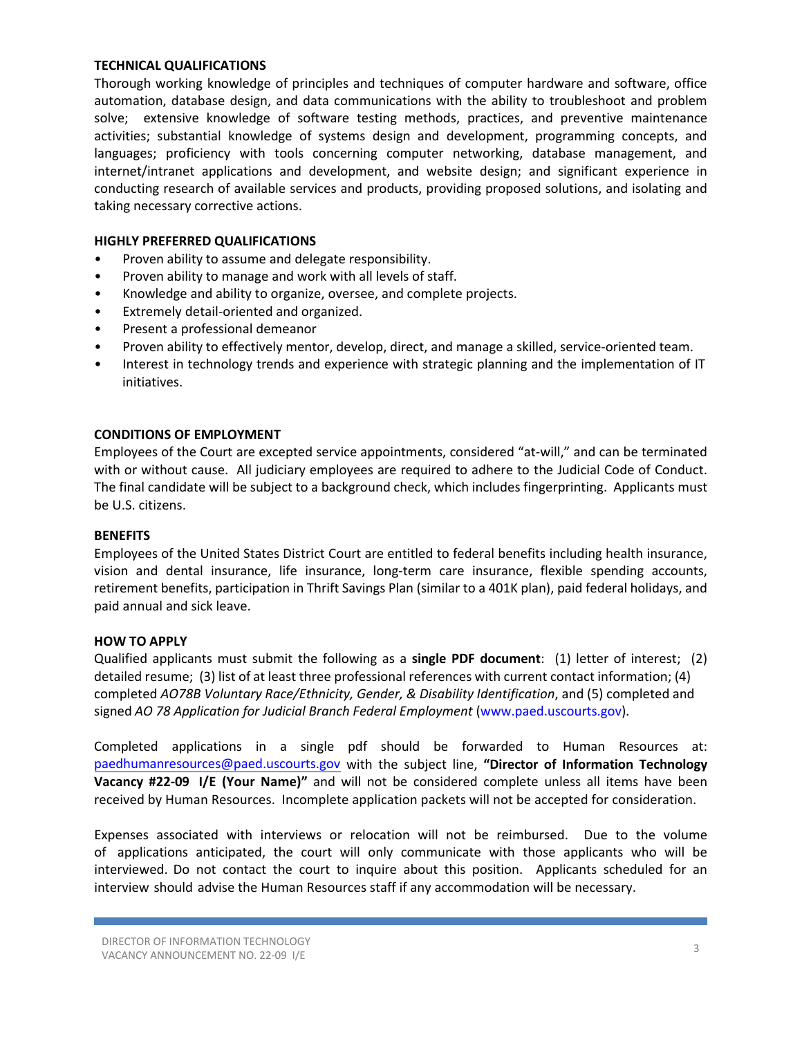## TECHNICAL QUALIFICATIONS

Thorough working knowledge of principles and techniques of computer hardware and software, office automation, database design, and data communications with the ability to troubleshoot and problem solve; extensive knowledge of software testing methods, practices, and preventive maintenance activities; substantial knowledge of systems design and development, programming concepts, and languages; proficiency with tools concerning computer networking, database management, and internet/intranet applications and development, and website design; and significant experience in conducting research of available services and products, providing proposed solutions, and isolating and taking necessary corrective actions.

## HIGHLY PREFERRED QUALIFICATIONS

- Proven ability to assume and delegate responsibility.
- Proven ability to manage and work with all levels of staff.
- Knowledge and ability to organize, oversee, and complete projects.
- Extremely detail-oriented and organized.
- Present a professional demeanor
- Proven ability to effectively mentor, develop, direct, and manage a skilled, service-oriented team.
- Interest in technology trends and experience with strategic planning and the implementation of IT initiatives.

## CONDITIONS OF EMPLOYMENT

Employees of the Court are excepted service appointments, considered "at-will," and can be terminated with or without cause. All judiciary employees are required to adhere to the Judicial Code of Conduct. The final candidate will be subject to a background check, which includes fingerprinting. Applicants must be U.S. citizens.

## BENEFITS

Employees of the United States District Court are entitled to federal benefits including health insurance, vision and dental insurance, life insurance, long-term care insurance, flexible spending accounts, retirement benefits, participation in Thrift Savings Plan (similar to a 401K plan), paid federal holidays, and paid annual and sick leave.

## HOW TO APPLY

Qualified applicants must submit the following as a **single PDF document**: (1) letter of interest; (2) detailed resume; (3) list of at least three professional references with current contact information; (4) completed *AO78B Voluntary Race/Ethnicity, Gender, & Disability Identification*, and (5) completed and signed *AO 78 Application for Judicial Branch Federal Employment* (www.paed.uscourts.gov).

Completed applications in a single pdf should be forwarded to Human Resources at: paedhumanresources@paed.uscourts.gov with the subject line, **"Director of Information Technology Vacancy #22-09 I/E (Your Name)"** and will not be considered complete unless all items have been received by Human Resources. Incomplete application packets will not be accepted for consideration.

Expenses associated with interviews or relocation will not be reimbursed. Due to the volume of applications anticipated, the court will only communicate with those applicants who will be interviewed. Do not contact the court to inquire about this position. Applicants scheduled for an interview should advise the Human Resources staff if any accommodation will be necessary.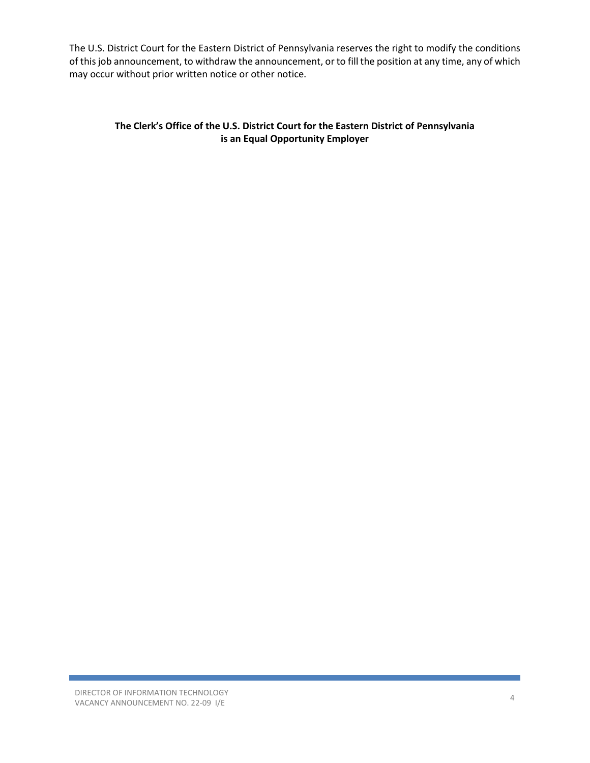The U.S. District Court for the Eastern District of Pennsylvania reserves the right to modify the conditions of this job announcement, to withdraw the announcement, or to fill the position at any time, any of which may occur without prior written notice or other notice.

**The Clerk's Office of the U.S. District Court for the Eastern District of Pennsylvania is an Equal Opportunity Employer**